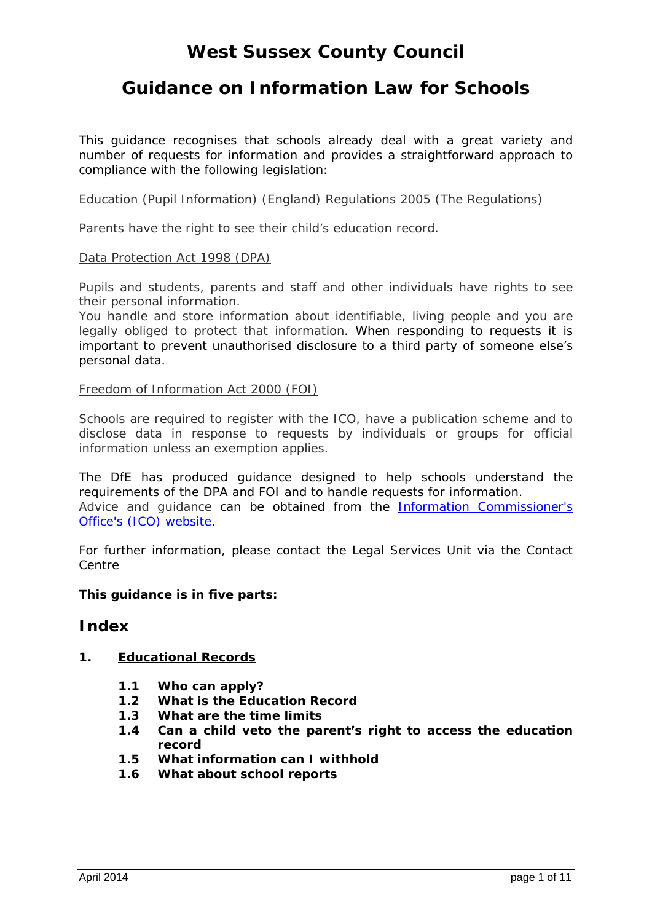# West Sussex County Council

# Guidance on Information Law for Schools

This guidance recognises that schools already deal with a great variety and number of requests for information and provides a straightforward approach to compliance with the following legislation:

Education (Pupil Information) (England) Regulations 2005 (The Regulations)

Parents have the right to see their child's education record.

Data Protection Act 1998 (DPA)

Pupils and students, parents and staff and other individuals have rights to see their personal information.
You handle and store information about identifiable, living people and you are legally obliged to protect that information. When responding to requests it is important to prevent unauthorised disclosure to a third party of someone else's personal data.

Freedom of Information Act 2000 (FOI)

Schools are required to register with the ICO, have a publication scheme and to disclose data in response to requests by individuals or groups for official information unless an exemption applies.

The DfE has produced guidance designed to help schools understand the requirements of the DPA and FOI and to handle requests for information.
Advice and guidance can be obtained from the [Information Commissioner's Office's (ICO) website](#).

For further information, please contact the Legal Services Unit via the Contact Centre

**This guidance is in five parts:**

## Index

**1. Educational Records**

- **1.1 Who can apply?**
- **1.2 What is the Education Record**
- **1.3 What are the time limits**
- **1.4 Can a child veto the parent's right to access the education record**
- **1.5 What information can I withhold**
- **1.6 What about school reports**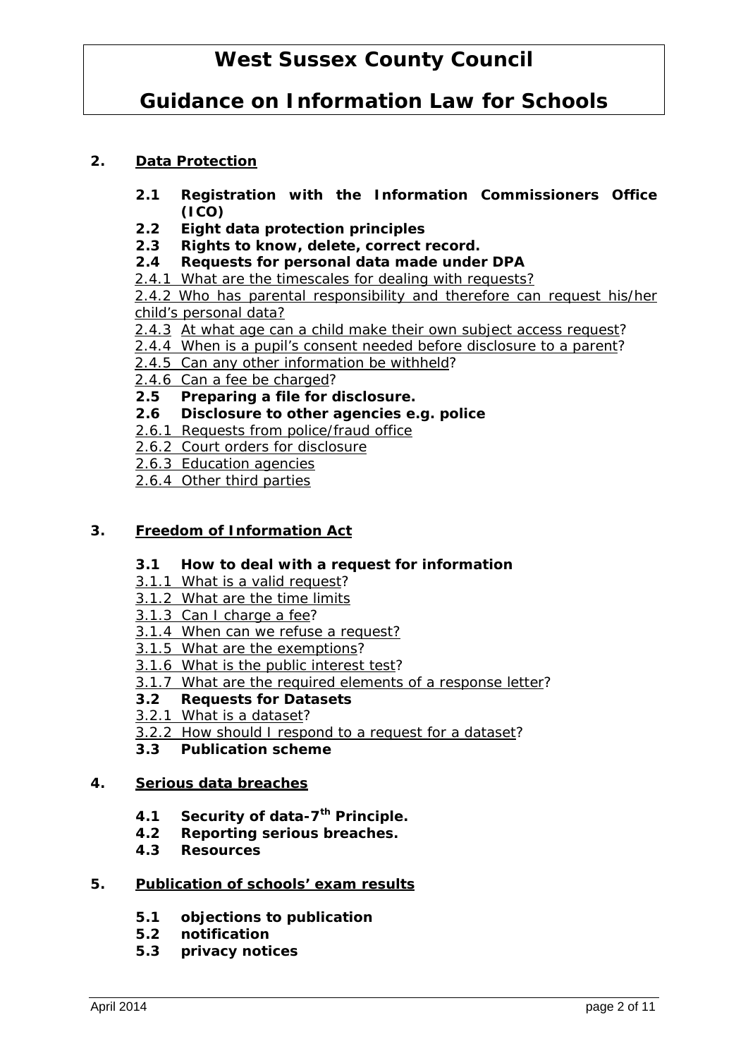# West Sussex County Council

# Guidance on Information Law for Schools

**2. Data Protection**

- **2.1 Registration with the Information Commissioners Office (ICO)**
- **2.2 Eight data protection principles**
- **2.3 Rights to know, delete, correct record.**
- **2.4 Requests for personal data made under DPA**
  - 2.4.1 What are the timescales for dealing with requests?
  - 2.4.2 Who has parental responsibility and therefore can request his/her child's personal data?
  - 2.4.3 At what age can a child make their own subject access request?
  - 2.4.4 When is a pupil's consent needed before disclosure to a parent?
  - 2.4.5 Can any other information be withheld?
  - 2.4.6 Can a fee be charged?
- **2.5 Preparing a file for disclosure.**
- **2.6 Disclosure to other agencies e.g. police**
  - 2.6.1 Requests from police/fraud office
  - 2.6.2 Court orders for disclosure
  - 2.6.3 Education agencies
  - 2.6.4 Other third parties

**3. Freedom of Information Act**

- **3.1 How to deal with a request for information**
  - 3.1.1 What is a valid request?
  - 3.1.2 What are the time limits
  - 3.1.3 Can I charge a fee?
  - 3.1.4 When can we refuse a request?
  - 3.1.5 What are the exemptions?
  - 3.1.6 What is the public interest test?
  - 3.1.7 What are the required elements of a response letter?
- **3.2 Requests for Datasets**
  - 3.2.1 What is a dataset?
  - 3.2.2 How should I respond to a request for a dataset?
- **3.3 Publication scheme**

**4. Serious data breaches**

- **4.1 Security of data-7th Principle.**
- **4.2 Reporting serious breaches.**
- **4.3 Resources**

**5. Publication of schools' exam results**

- **5.1 objections to publication**
- **5.2 notification**
- **5.3 privacy notices**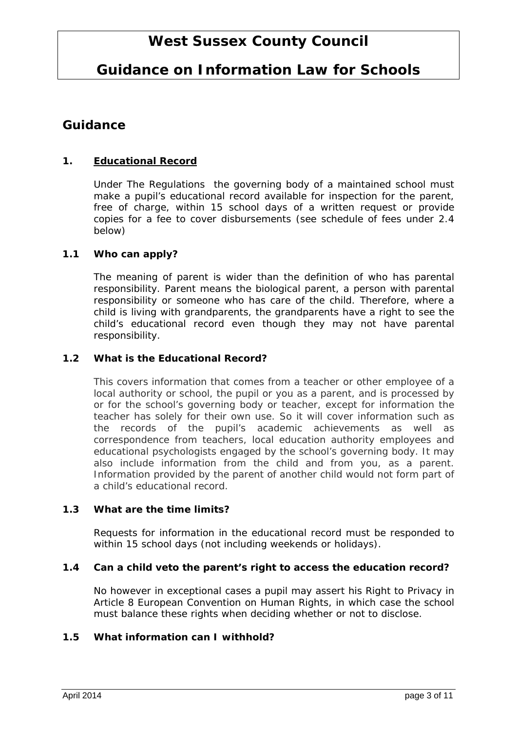# West Sussex County Council

# Guidance on Information Law for Schools

## Guidance

### 1. Educational Record

Under The Regulations the governing body of a maintained school must make a pupil's educational record available for inspection for the parent, free of charge, within 15 school days of a written request or provide copies for a fee to cover disbursements (see schedule of fees under 2.4 below)

#### 1.1 Who can apply?

The meaning of parent is wider than the definition of who has parental responsibility. Parent means the biological parent, a person with parental responsibility or someone who has care of the child. Therefore, where a child is living with grandparents, the grandparents have a right to see the child's educational record even though they may not have parental responsibility.

#### 1.2 What is the Educational Record?

This covers information that comes from a teacher or other employee of a local authority or school, the pupil or you as a parent, and is processed by or for the school's governing body or teacher, except for information the teacher has solely for their own use. So it will cover information such as the records of the pupil's academic achievements as well as correspondence from teachers, local education authority employees and educational psychologists engaged by the school's governing body. It may also include information from the child and from you, as a parent. Information provided by the parent of another child would not form part of a child's educational record.

#### 1.3 What are the time limits?

Requests for information in the educational record must be responded to within 15 school days (not including weekends or holidays).

#### 1.4 Can a child veto the parent's right to access the education record?

No however in exceptional cases a pupil may assert his Right to Privacy in Article 8 European Convention on Human Rights, in which case the school must balance these rights when deciding whether or not to disclose.

#### 1.5 What information can I withhold?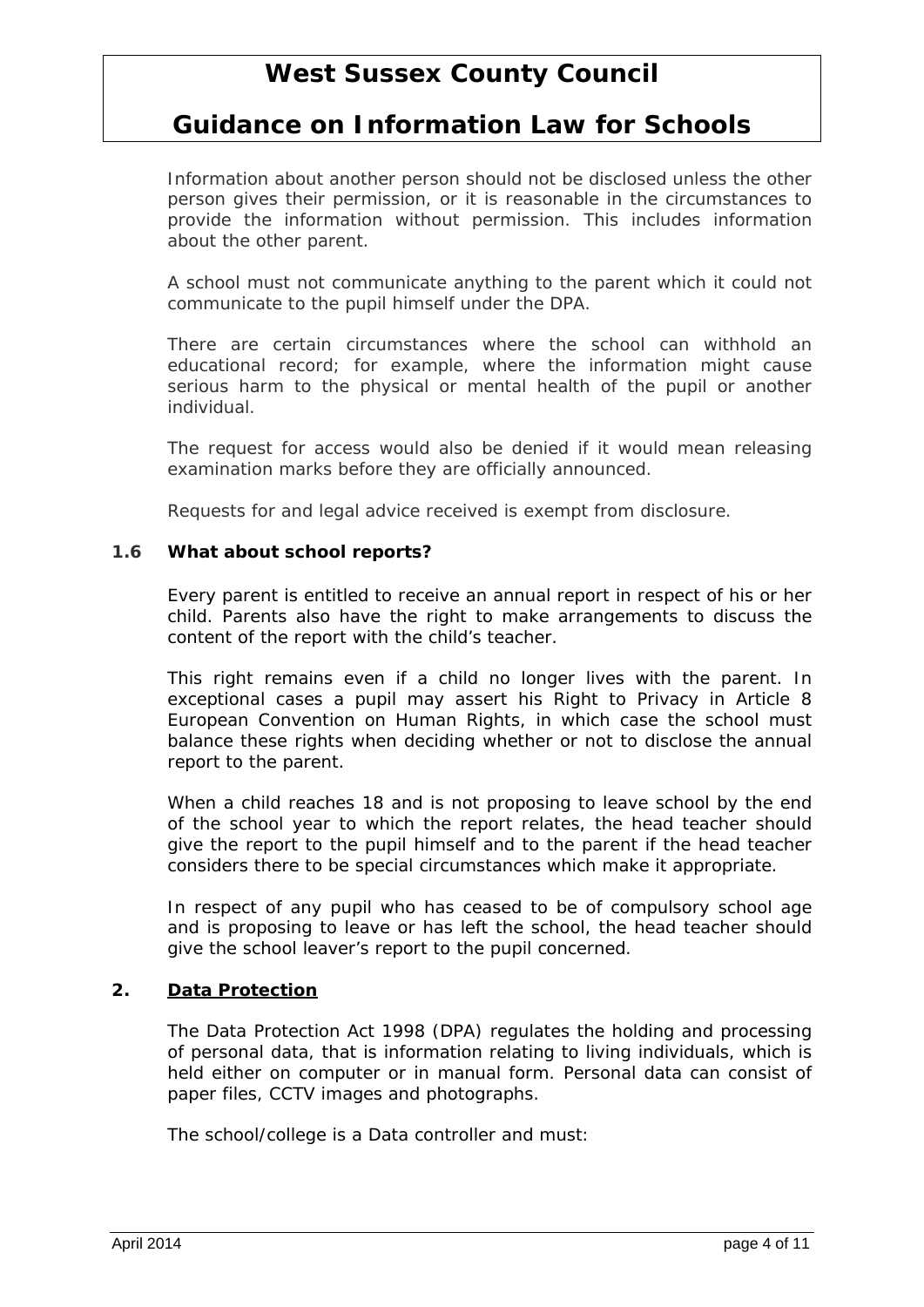Information about another person should not be disclosed unless the other person gives their permission, or it is reasonable in the circumstances to provide the information without permission. This includes information about the other parent.

A school must not communicate anything to the parent which it could not communicate to the pupil himself under the DPA.

There are certain circumstances where the school can withhold an educational record; for example, where the information might cause serious harm to the physical or mental health of the pupil or another individual.

The request for access would also be denied if it would mean releasing examination marks before they are officially announced.

Requests for and legal advice received is exempt from disclosure.

### 1.6 What about school reports?

Every parent is entitled to receive an annual report in respect of his or her child. Parents also have the right to make arrangements to discuss the content of the report with the child's teacher.

This right remains even if a child no longer lives with the parent. In exceptional cases a pupil may assert his Right to Privacy in Article 8 European Convention on Human Rights, in which case the school must balance these rights when deciding whether or not to disclose the annual report to the parent.

When a child reaches 18 and is not proposing to leave school by the end of the school year to which the report relates, the head teacher should give the report to the pupil himself and to the parent if the head teacher considers there to be special circumstances which make it appropriate.

In respect of any pupil who has ceased to be of compulsory school age and is proposing to leave or has left the school, the head teacher should give the school leaver's report to the pupil concerned.

## 2. Data Protection

The Data Protection Act 1998 (DPA) regulates the holding and processing of personal data, that is information relating to living individuals, which is held either on computer or in manual form. Personal data can consist of paper files, CCTV images and photographs.

The school/college is a Data controller and must: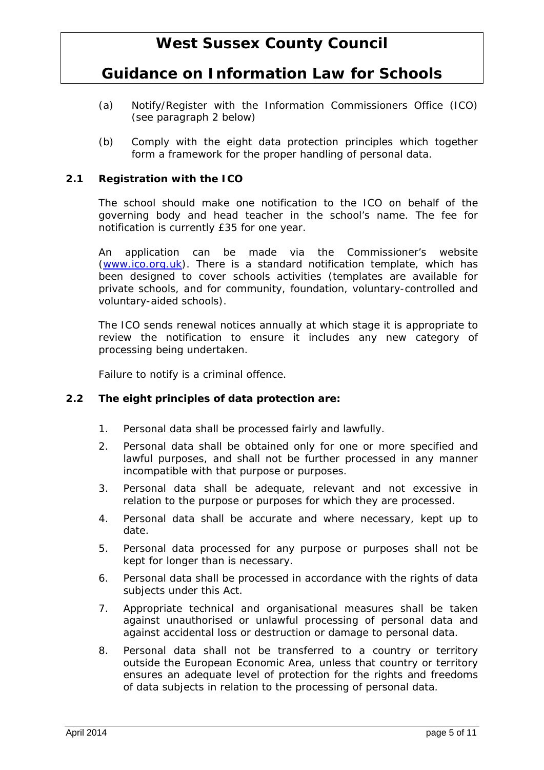(a) Notify/Register with the Information Commissioners Office (ICO) (see paragraph 2 below)

(b) Comply with the eight data protection principles which together form a framework for the proper handling of personal data.

### 2.1 Registration with the ICO

The school should make one notification to the ICO on behalf of the governing body and head teacher in the school's name. The fee for notification is currently £35 for one year.

An application can be made via the Commissioner's website ([www.ico.org.uk](http://www.ico.org.uk)). There is a standard notification template, which has been designed to cover schools activities (templates are available for private schools, and for community, foundation, voluntary-controlled and voluntary-aided schools).

The ICO sends renewal notices annually at which stage it is appropriate to review the notification to ensure it includes any new category of processing being undertaken.

Failure to notify is a criminal offence.

### 2.2 The eight principles of data protection are:

1. Personal data shall be processed fairly and lawfully.
2. Personal data shall be obtained only for one or more specified and lawful purposes, and shall not be further processed in any manner incompatible with that purpose or purposes.
3. Personal data shall be adequate, relevant and not excessive in relation to the purpose or purposes for which they are processed.
4. Personal data shall be accurate and where necessary, kept up to date.
5. Personal data processed for any purpose or purposes shall not be kept for longer than is necessary.
6. Personal data shall be processed in accordance with the rights of data subjects under this Act.
7. Appropriate technical and organisational measures shall be taken against unauthorised or unlawful processing of personal data and against accidental loss or destruction or damage to personal data.
8. Personal data shall not be transferred to a country or territory outside the European Economic Area, unless that country or territory ensures an adequate level of protection for the rights and freedoms of data subjects in relation to the processing of personal data.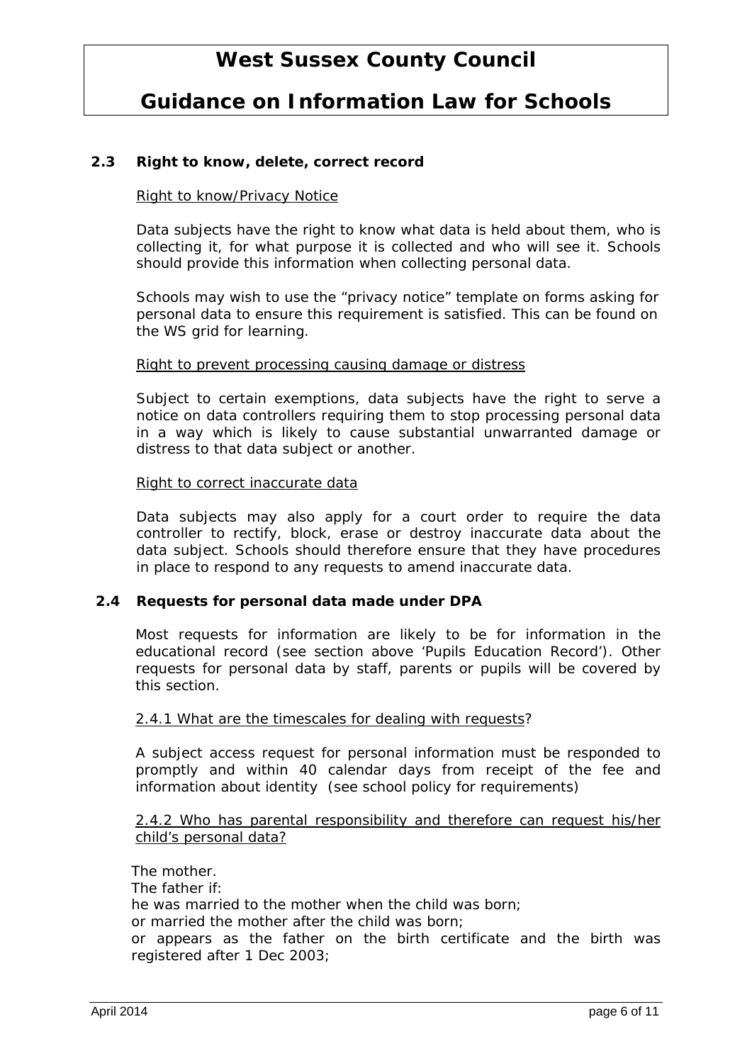### 2.3 Right to know, delete, correct record

Right to know/Privacy Notice

Data subjects have the right to know what data is held about them, who is collecting it, for what purpose it is collected and who will see it. Schools should provide this information when collecting personal data.

Schools may wish to use the “privacy notice” template on forms asking for personal data to ensure this requirement is satisfied. This can be found on the WS grid for learning.

Right to prevent processing causing damage or distress

Subject to certain exemptions, data subjects have the right to serve a notice on data controllers requiring them to stop processing personal data in a way which is likely to cause substantial unwarranted damage or distress to that data subject or another.

Right to correct inaccurate data

Data subjects may also apply for a court order to require the data controller to rectify, block, erase or destroy inaccurate data about the data subject. Schools should therefore ensure that they have procedures in place to respond to any requests to amend inaccurate data.

### 2.4 Requests for personal data made under DPA

Most requests for information are likely to be for information in the educational record (see section above ‘Pupils Education Record’). Other requests for personal data by staff, parents or pupils will be covered by this section.

2.4.1 What are the timescales for dealing with requests?

A subject access request for personal information must be responded to promptly and within 40 calendar days from receipt of the fee and information about identity (see school policy for requirements)

2.4.2 Who has parental responsibility and therefore can request his/her child’s personal data?

The mother.
The father if:
he was married to the mother when the child was born;
or married the mother after the child was born;
or appears as the father on the birth certificate and the birth was registered after 1 Dec 2003;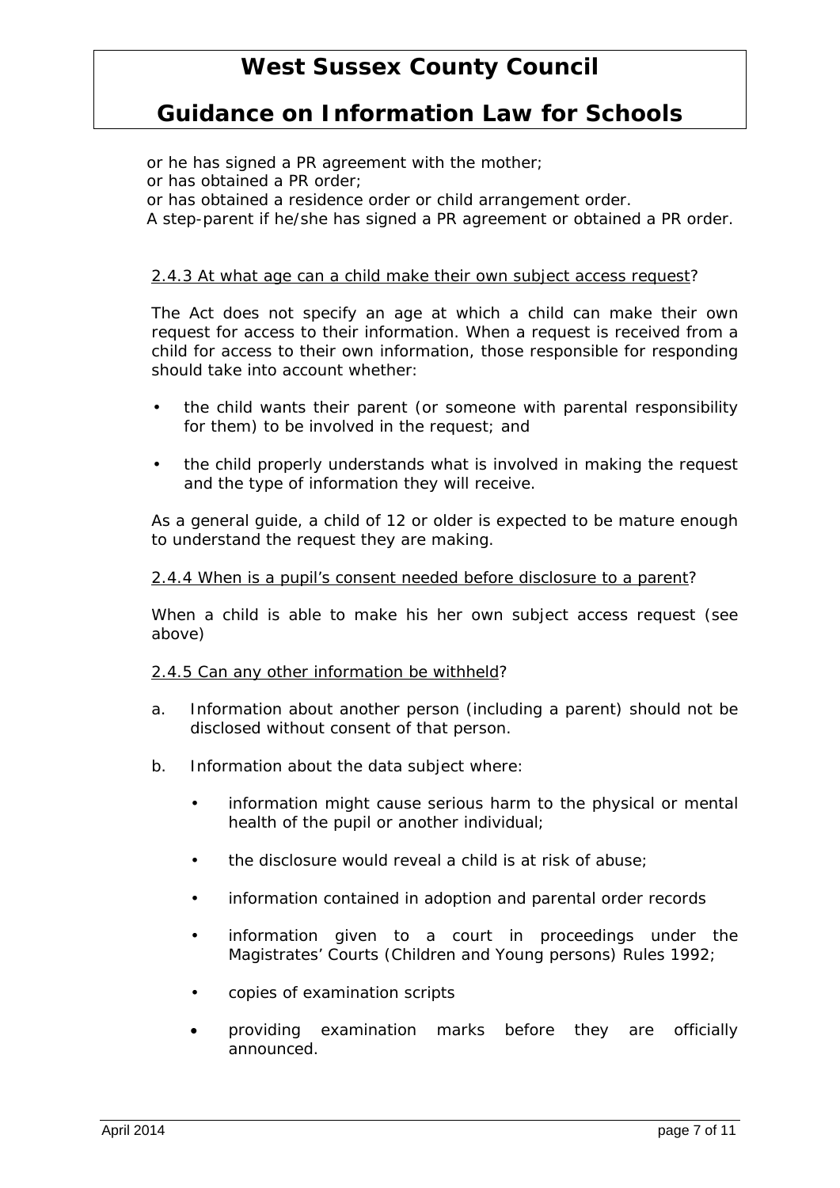or he has signed a PR agreement with the mother;
or has obtained a PR order;
or has obtained a residence order or child arrangement order.
A step-parent if he/she has signed a PR agreement or obtained a PR order.

2.4.3 At what age can a child make their own subject access request?

The Act does not specify an age at which a child can make their own request for access to their information. When a request is received from a child for access to their own information, those responsible for responding should take into account whether:

- the child wants their parent (or someone with parental responsibility for them) to be involved in the request; and
- the child properly understands what is involved in making the request and the type of information they will receive.

As a general guide, a child of 12 or older is expected to be mature enough to understand the request they are making.

2.4.4 When is a pupil's consent needed before disclosure to a parent?

When a child is able to make his her own subject access request (see above)

2.4.5 Can any other information be withheld?

a. Information about another person (including a parent) should not be disclosed without consent of that person.

b. Information about the data subject where:

    - information might cause serious harm to the physical or mental health of the pupil or another individual;
    - the disclosure would reveal a child is at risk of abuse;
    - information contained in adoption and parental order records
    - information given to a court in proceedings under the Magistrates' Courts (Children and Young persons) Rules 1992;
    - copies of examination scripts
    - providing examination marks before they are officially announced.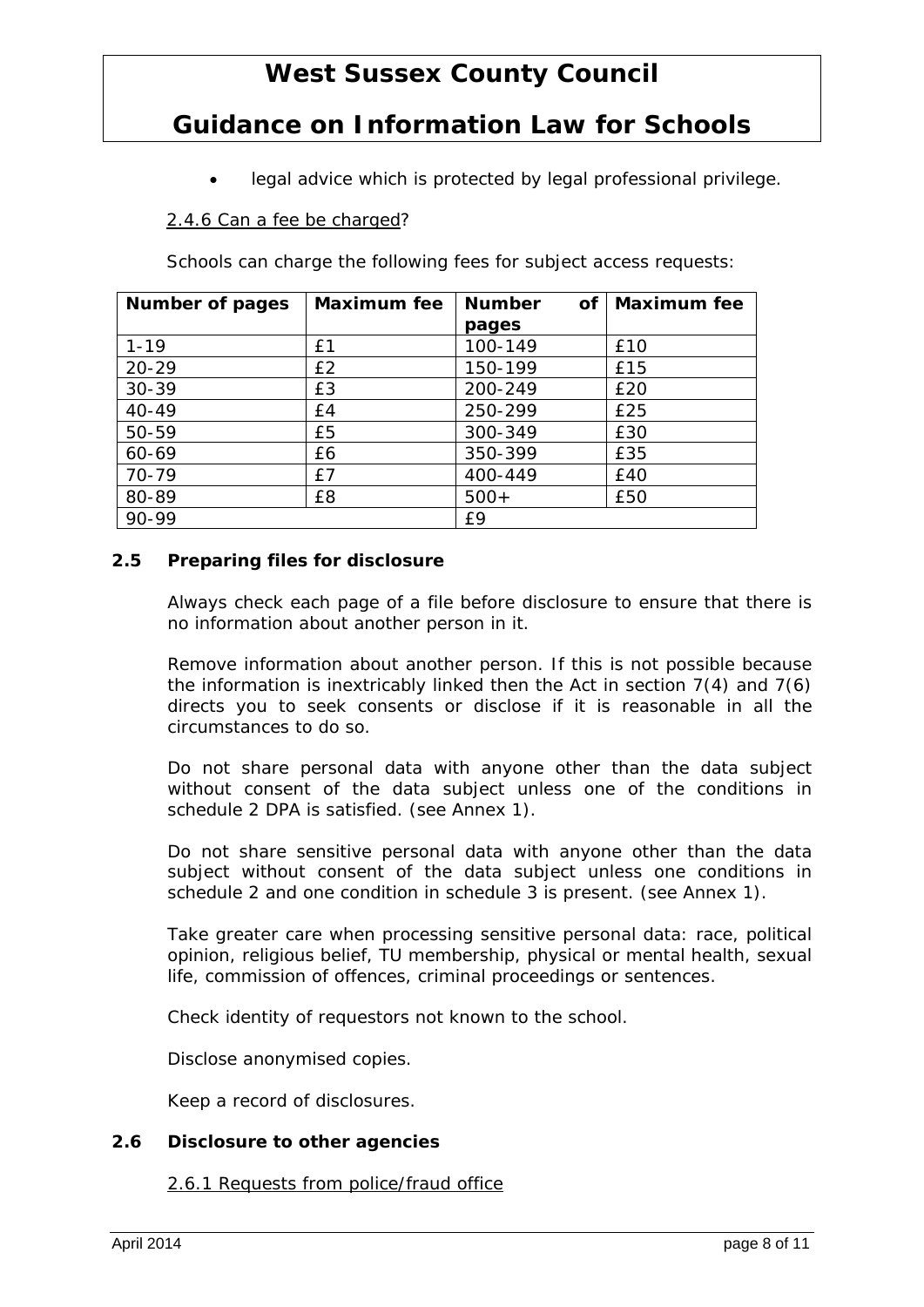- legal advice which is protected by legal professional privilege.

2.4.6 Can a fee be charged?

Schools can charge the following fees for subject access requests:

| Number of pages | Maximum fee | Number of pages | Maximum fee |
|---|---|---|---|
| 1-19 | £1 | 100-149 | £10 |
| 20-29 | £2 | 150-199 | £15 |
| 30-39 | £3 | 200-249 | £20 |
| 40-49 | £4 | 250-299 | £25 |
| 50-59 | £5 | 300-349 | £30 |
| 60-69 | £6 | 350-399 | £35 |
| 70-79 | £7 | 400-449 | £40 |
| 80-89 | £8 | 500+ | £50 |
| 90-99 | | £9 | |

### 2.5 Preparing files for disclosure

Always check each page of a file before disclosure to ensure that there is no information about another person in it.

Remove information about another person. If this is not possible because the information is inextricably linked then the Act in section 7(4) and 7(6) directs you to seek consents or disclose if it is reasonable in all the circumstances to do so.

Do not share personal data with anyone other than the data subject without consent of the data subject unless one of the conditions in schedule 2 DPA is satisfied. (see Annex 1).

Do not share sensitive personal data with anyone other than the data subject without consent of the data subject unless one conditions in schedule 2 and one condition in schedule 3 is present. (see Annex 1).

Take greater care when processing sensitive personal data: race, political opinion, religious belief, TU membership, physical or mental health, sexual life, commission of offences, criminal proceedings or sentences.

Check identity of requestors not known to the school.

Disclose anonymised copies.

Keep a record of disclosures.

### 2.6 Disclosure to other agencies

2.6.1 Requests from police/fraud office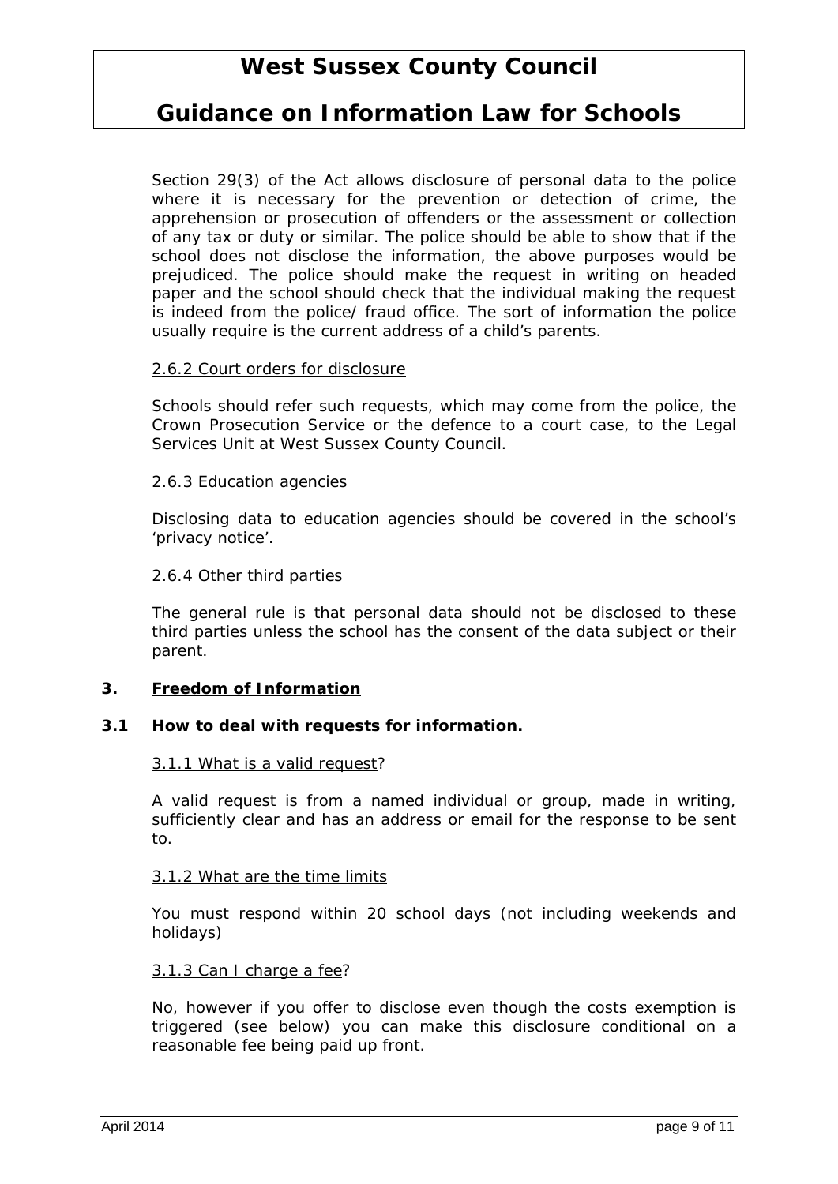Section 29(3) of the Act allows disclosure of personal data to the police where it is necessary for the prevention or detection of crime, the apprehension or prosecution of offenders or the assessment or collection of any tax or duty or similar. The police should be able to show that if the school does not disclose the information, the above purposes would be prejudiced. The police should make the request in writing on headed paper and the school should check that the individual making the request is indeed from the police/ fraud office. The sort of information the police usually require is the current address of a child's parents.

2.6.2 Court orders for disclosure

Schools should refer such requests, which may come from the police, the Crown Prosecution Service or the defence to a court case, to the Legal Services Unit at West Sussex County Council.

2.6.3 Education agencies

Disclosing data to education agencies should be covered in the school's 'privacy notice'.

2.6.4 Other third parties

The general rule is that personal data should not be disclosed to these third parties unless the school has the consent of the data subject or their parent.

## 3. Freedom of Information

### 3.1 How to deal with requests for information.

3.1.1 What is a valid request?

A valid request is from a named individual or group, made in writing, sufficiently clear and has an address or email for the response to be sent to.

3.1.2 What are the time limits

You must respond within 20 school days (not including weekends and holidays)

3.1.3 Can I charge a fee?

No, however if you offer to disclose even though the costs exemption is triggered (see below) you can make this disclosure conditional on a reasonable fee being paid up front.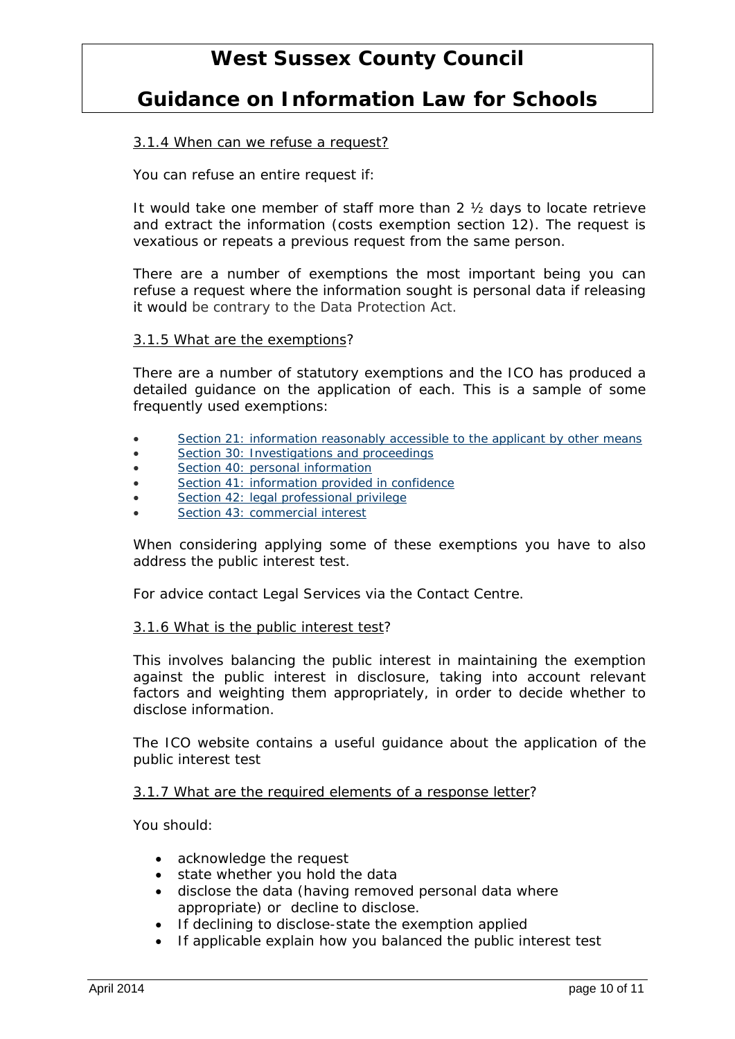### 3.1.4 When can we refuse a request?

You can refuse an entire request if:

It would take one member of staff more than 2 ½ days to locate retrieve and extract the information (costs exemption section 12). The request is vexatious or repeats a previous request from the same person.

There are a number of exemptions the most important being you can refuse a request where the information sought is personal data if releasing it would be contrary to the Data Protection Act.

### 3.1.5 What are the exemptions?

There are a number of statutory exemptions and the ICO has produced a detailed guidance on the application of each. This is a sample of some frequently used exemptions:

- Section 21: information reasonably accessible to the applicant by other means
- Section 30: Investigations and proceedings
- Section 40: personal information
- Section 41: information provided in confidence
- Section 42: legal professional privilege
- Section 43: commercial interest

When considering applying some of these exemptions you have to also address the public interest test.

For advice contact Legal Services via the Contact Centre.

### 3.1.6 What is the public interest test?

This involves balancing the public interest in maintaining the exemption against the public interest in disclosure, taking into account relevant factors and weighting them appropriately, in order to decide whether to disclose information.

The ICO website contains a useful guidance about the application of the public interest test

### 3.1.7 What are the required elements of a response letter?

You should:

- acknowledge the request
- state whether you hold the data
- disclose the data (having removed personal data where appropriate) or decline to disclose.
- If declining to disclose-state the exemption applied
- If applicable explain how you balanced the public interest test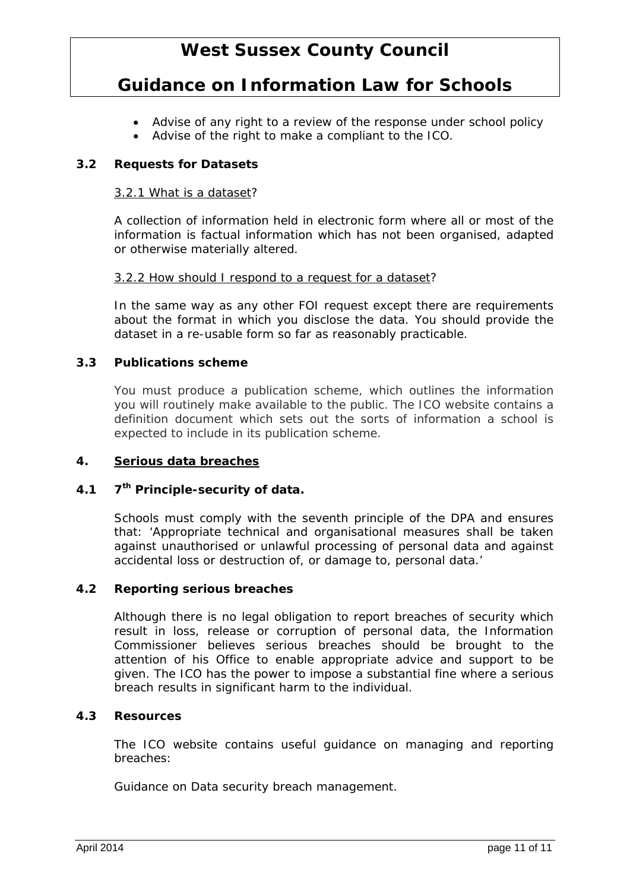- Advise of any right to a review of the response under school policy
- Advise of the right to make a compliant to the ICO.

## 3.2 Requests for Datasets

3.2.1 What is a dataset?

A collection of information held in electronic form where all or most of the information is factual information which has not been organised, adapted or otherwise materially altered.

3.2.2 How should I respond to a request for a dataset?

In the same way as any other FOI request except there are requirements about the format in which you disclose the data. You should provide the dataset in a re-usable form so far as reasonably practicable.

## 3.3 Publications scheme

You must produce a publication scheme, which outlines the information you will routinely make available to the public. The ICO website contains a definition document which sets out the sorts of information a school is expected to include in its publication scheme.

# 4. Serious data breaches

## 4.1 7th Principle-security of data.

Schools must comply with the seventh principle of the DPA and ensures that: 'Appropriate technical and organisational measures shall be taken against unauthorised or unlawful processing of personal data and against accidental loss or destruction of, or damage to, personal data.'

## 4.2 Reporting serious breaches

Although there is no legal obligation to report breaches of security which result in loss, release or corruption of personal data, the Information Commissioner believes serious breaches should be brought to the attention of his Office to enable appropriate advice and support to be given. The ICO has the power to impose a substantial fine where a serious breach results in significant harm to the individual.

## 4.3 Resources

The ICO website contains useful guidance on managing and reporting breaches:

Guidance on Data security breach management.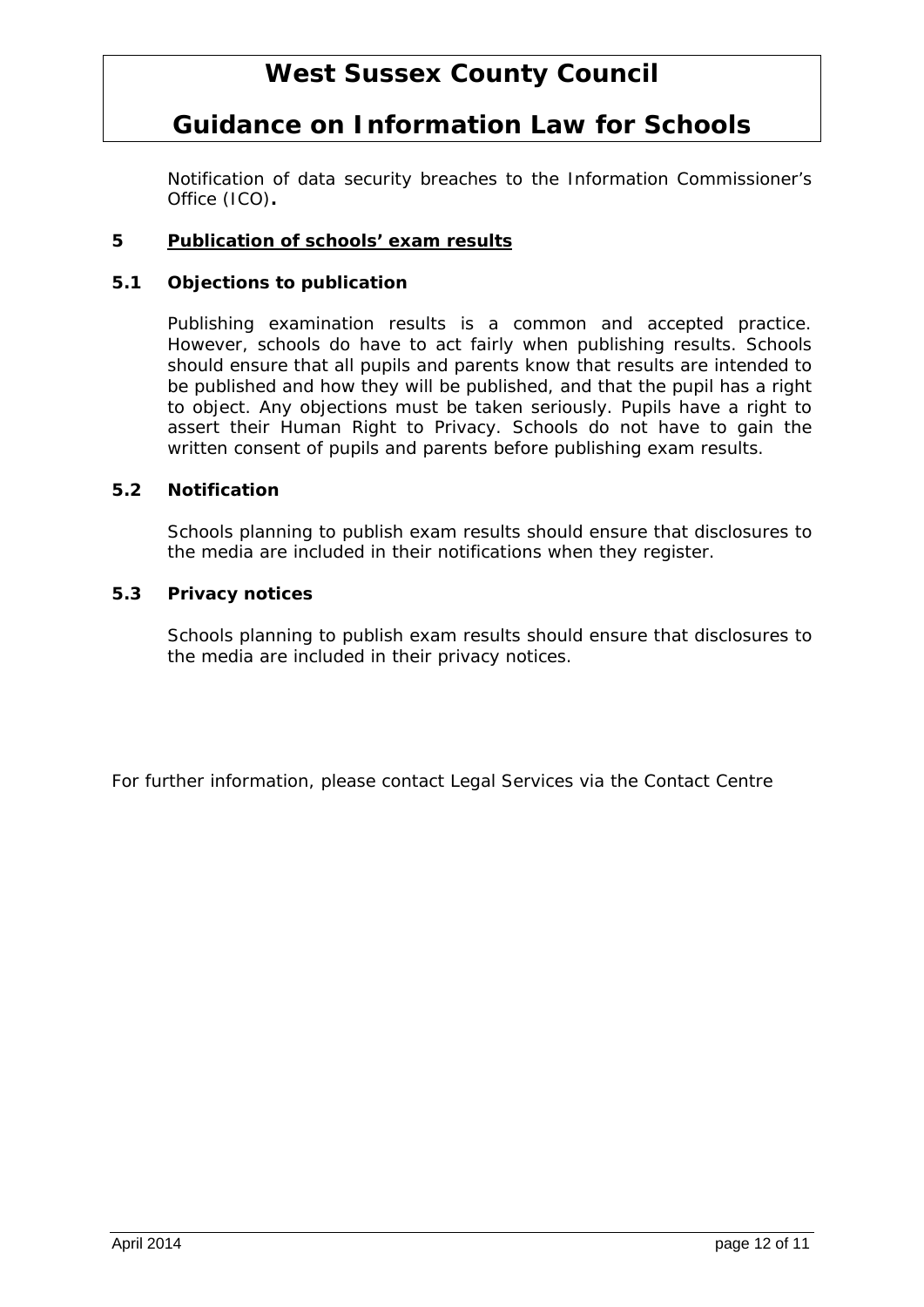Notification of data security breaches to the Information Commissioner's Office (ICO)**.**

## 5 Publication of schools' exam results

### 5.1 Objections to publication

Publishing examination results is a common and accepted practice. However, schools do have to act fairly when publishing results. Schools should ensure that all pupils and parents know that results are intended to be published and how they will be published, and that the pupil has a right to object. Any objections must be taken seriously. Pupils have a right to assert their Human Right to Privacy. Schools do not have to gain the written consent of pupils and parents before publishing exam results.

### 5.2 Notification

Schools planning to publish exam results should ensure that disclosures to the media are included in their notifications when they register.

### 5.3 Privacy notices

Schools planning to publish exam results should ensure that disclosures to the media are included in their privacy notices.

For further information, please contact Legal Services via the Contact Centre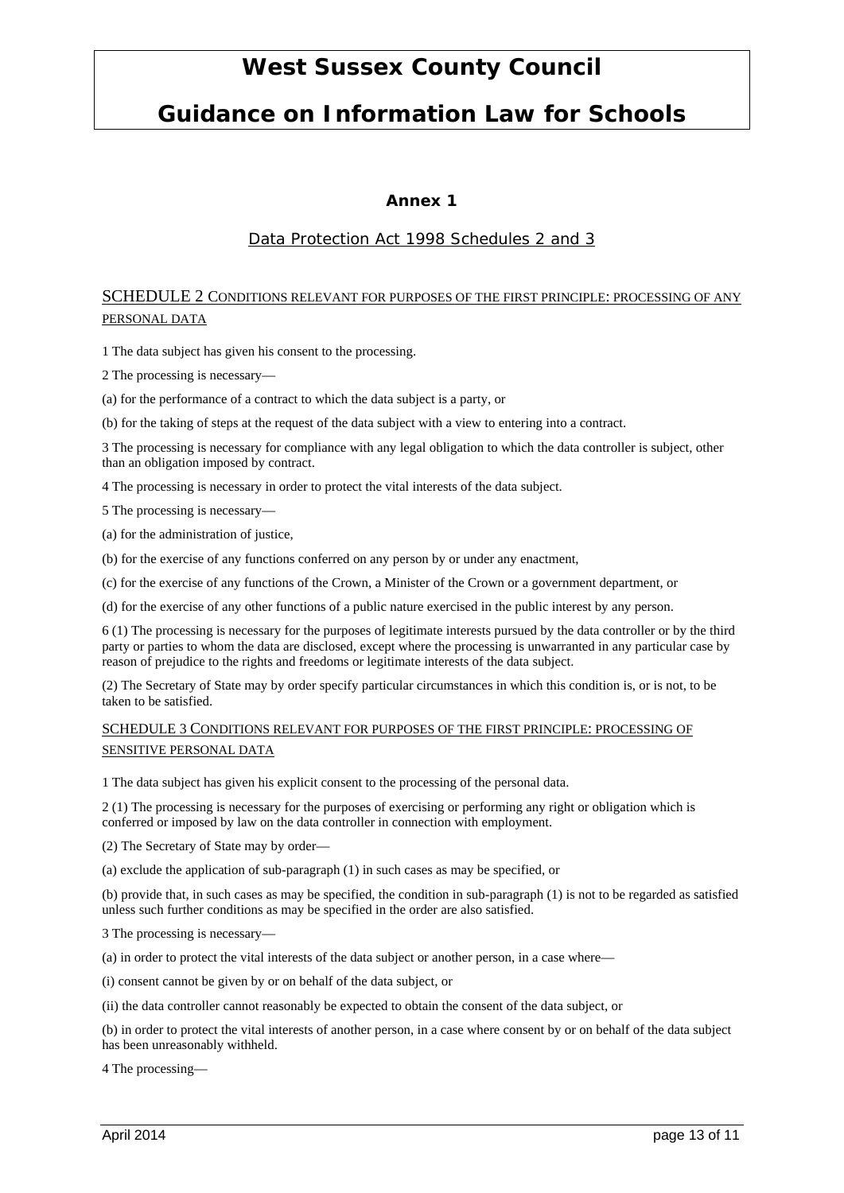## Annex 1

Data Protection Act 1998 Schedules 2 and 3

### SCHEDULE 2 CONDITIONS RELEVANT FOR PURPOSES OF THE FIRST PRINCIPLE: PROCESSING OF ANY PERSONAL DATA

1 The data subject has given his consent to the processing.

2 The processing is necessary—

(a) for the performance of a contract to which the data subject is a party, or

(b) for the taking of steps at the request of the data subject with a view to entering into a contract.

3 The processing is necessary for compliance with any legal obligation to which the data controller is subject, other than an obligation imposed by contract.

4 The processing is necessary in order to protect the vital interests of the data subject.

5 The processing is necessary—

(a) for the administration of justice,

(b) for the exercise of any functions conferred on any person by or under any enactment,

(c) for the exercise of any functions of the Crown, a Minister of the Crown or a government department, or

(d) for the exercise of any other functions of a public nature exercised in the public interest by any person.

6 (1) The processing is necessary for the purposes of legitimate interests pursued by the data controller or by the third party or parties to whom the data are disclosed, except where the processing is unwarranted in any particular case by reason of prejudice to the rights and freedoms or legitimate interests of the data subject.

(2) The Secretary of State may by order specify particular circumstances in which this condition is, or is not, to be taken to be satisfied.

### SCHEDULE 3 CONDITIONS RELEVANT FOR PURPOSES OF THE FIRST PRINCIPLE: PROCESSING OF SENSITIVE PERSONAL DATA

1 The data subject has given his explicit consent to the processing of the personal data.

2 (1) The processing is necessary for the purposes of exercising or performing any right or obligation which is conferred or imposed by law on the data controller in connection with employment.

(2) The Secretary of State may by order—

(a) exclude the application of sub-paragraph (1) in such cases as may be specified, or

(b) provide that, in such cases as may be specified, the condition in sub-paragraph (1) is not to be regarded as satisfied unless such further conditions as may be specified in the order are also satisfied.

3 The processing is necessary—

(a) in order to protect the vital interests of the data subject or another person, in a case where—

(i) consent cannot be given by or on behalf of the data subject, or

(ii) the data controller cannot reasonably be expected to obtain the consent of the data subject, or

(b) in order to protect the vital interests of another person, in a case where consent by or on behalf of the data subject has been unreasonably withheld.

4 The processing—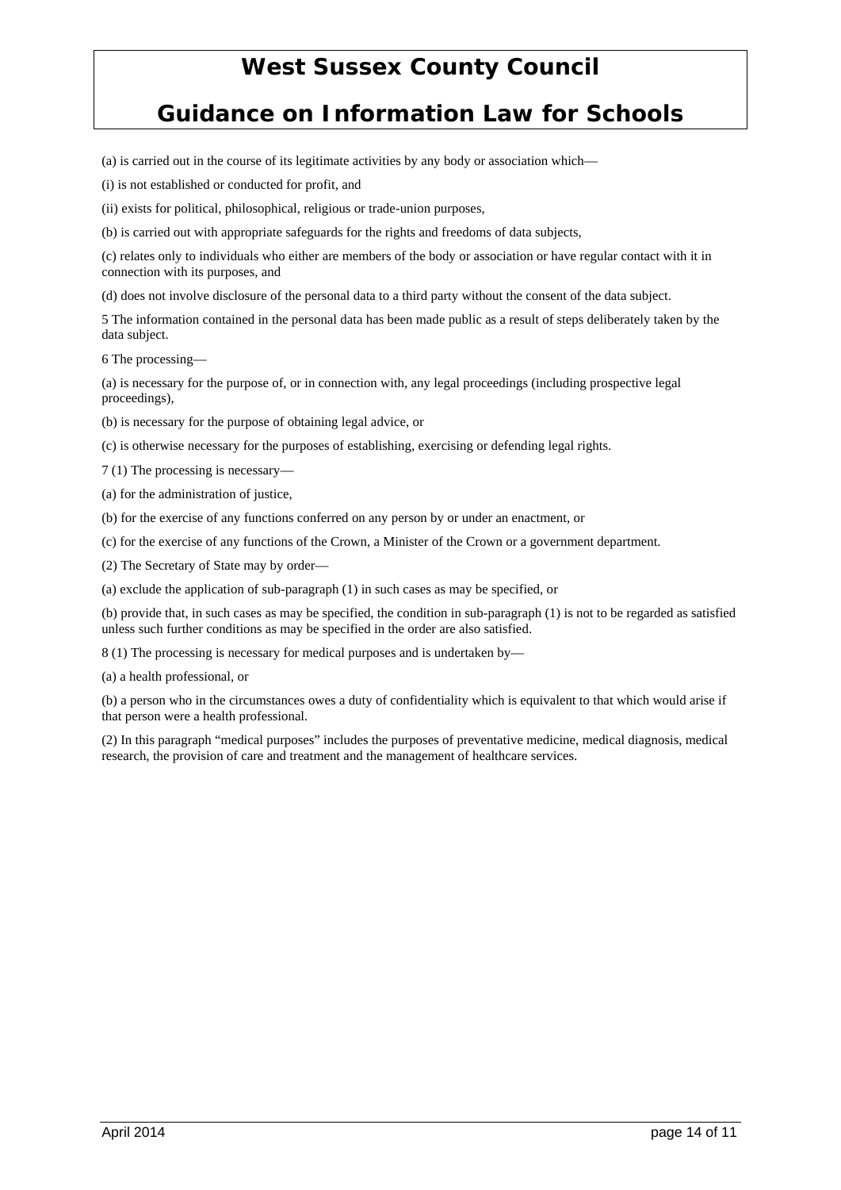(a) is carried out in the course of its legitimate activities by any body or association which—

(i) is not established or conducted for profit, and

(ii) exists for political, philosophical, religious or trade-union purposes,

(b) is carried out with appropriate safeguards for the rights and freedoms of data subjects,

(c) relates only to individuals who either are members of the body or association or have regular contact with it in connection with its purposes, and

(d) does not involve disclosure of the personal data to a third party without the consent of the data subject.

5 The information contained in the personal data has been made public as a result of steps deliberately taken by the data subject.

6 The processing—

(a) is necessary for the purpose of, or in connection with, any legal proceedings (including prospective legal proceedings),

(b) is necessary for the purpose of obtaining legal advice, or

(c) is otherwise necessary for the purposes of establishing, exercising or defending legal rights.

7 (1) The processing is necessary—

(a) for the administration of justice,

(b) for the exercise of any functions conferred on any person by or under an enactment, or

(c) for the exercise of any functions of the Crown, a Minister of the Crown or a government department.

(2) The Secretary of State may by order—

(a) exclude the application of sub-paragraph (1) in such cases as may be specified, or

(b) provide that, in such cases as may be specified, the condition in sub-paragraph (1) is not to be regarded as satisfied unless such further conditions as may be specified in the order are also satisfied.

8 (1) The processing is necessary for medical purposes and is undertaken by—

(a) a health professional, or

(b) a person who in the circumstances owes a duty of confidentiality which is equivalent to that which would arise if that person were a health professional.

(2) In this paragraph "medical purposes" includes the purposes of preventative medicine, medical diagnosis, medical research, the provision of care and treatment and the management of healthcare services.